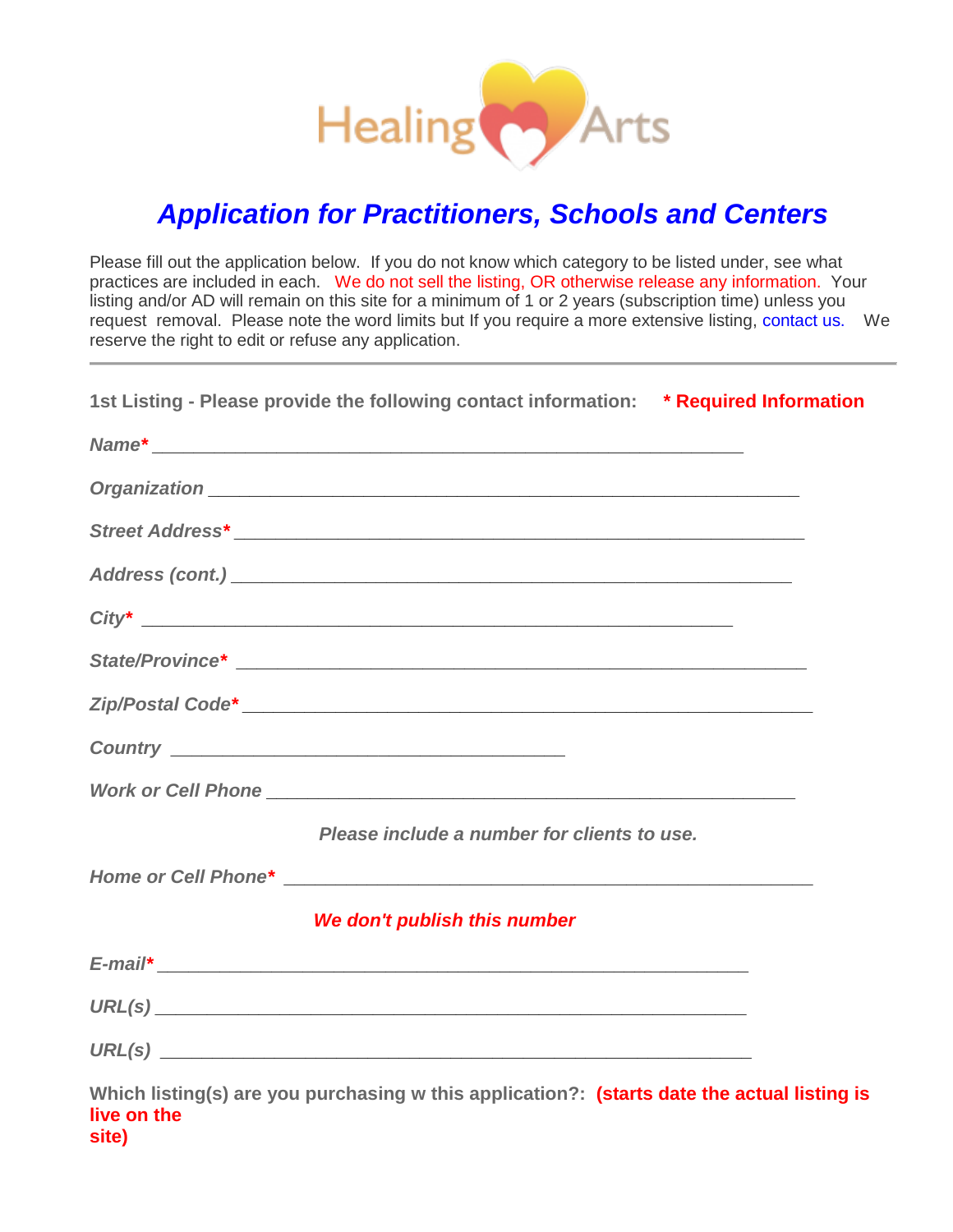Healing Arts

# *Application for Practitioners, Schools and Centers*

Please fill out the application below. If you do not know which category to be listed under, see what practices are included in each. We do not sell the listing, OR otherwise release any information. Your listing and/or AD will remain on this site for a minimum of 1 or 2 years (subscription time) unless you request removal. Please note the word limits but If you require a more extensive listing, contact us. We reserve the right to edit or refuse any application.

---

**1st Listing - Please provide the following contact information:** **\* Required Information**

*Name\** ____________________________________________________________

*Organization* ____________________________________________________________

*Street Address\** ____________________________________________________________

*Address (cont.)* ____________________________________________________________

*City\** ____________________________________________________________

*State/Province\** ____________________________________________________________

*Zip/Postal Code\** ____________________________________________________________

*Country* ________________________________________

*Work or Cell Phone* ____________________________________________________________

*Please include a number for clients to use.*

*Home or Cell Phone\** ____________________________________________________________

***We don't publish this number***

*E-mail\** ____________________________________________________________

*URL(s)* ____________________________________________________________

*URL(s)* ____________________________________________________________

**Which listing(s) are you purchasing w this application?:** **(starts date the actual listing is live on the site)**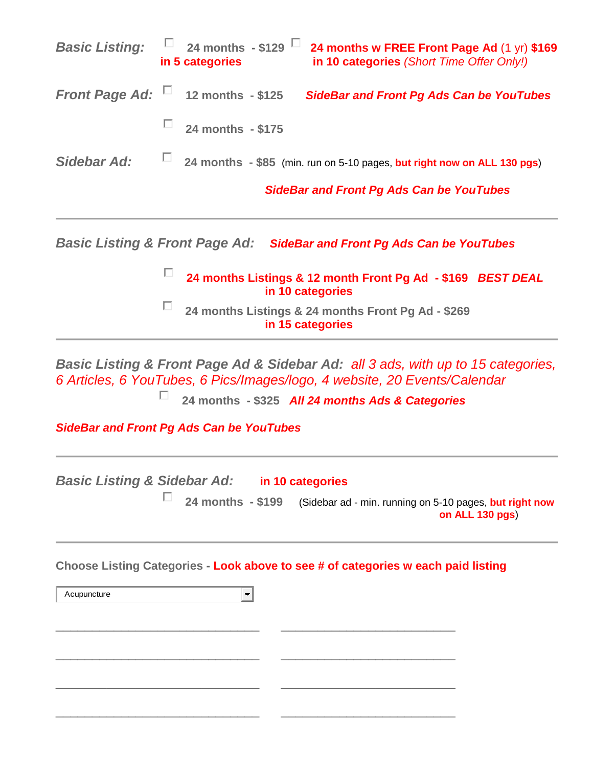***Basic Listing:*** ☐ **24 months - $129** **in 5 categories** ☐ **24 months w FREE Front Page Ad** (1 yr) **$169** **in 10 categories** *(Short Time Offer Only!)*

***Front Page Ad:*** ☐ **12 months - $125** ***SideBar and Front Pg Ads Can be YouTubes***

☐ **24 months - $175**

***Sidebar Ad:*** ☐ **24 months - $85** (min. run on 5-10 pages, **but right now on ALL 130 pgs**)

***SideBar and Front Pg Ads Can be YouTubes***

---

***Basic Listing & Front Page Ad:*** ***SideBar and Front Pg Ads Can be YouTubes***

☐ **24 months Listings & 12 month Front Pg Ad - $169** ***BEST DEAL*** **in 10 categories**

☐ **24 months Listings & 24 months Front Pg Ad - $269** **in 15 categories**

---

***Basic Listing & Front Page Ad & Sidebar Ad:*** *all 3 ads, with up to 15 categories, 6 Articles, 6 YouTubes, 6 Pics/Images/logo, 4 website, 20 Events/Calendar*

☐ **24 months - $325** ***All 24 months Ads & Categories***

***SideBar and Front Pg Ads Can be YouTubes***

---

***Basic Listing & Sidebar Ad:*** **in 10 categories**

☐ **24 months - $199** (Sidebar ad - min. running on 5-10 pages, **but right now on ALL 130 pgs**)

---

**Choose Listing Categories - Look above to see # of categories w each paid listing**

Acupuncture

_______________________________ ___________________________

_______________________________ ___________________________

_______________________________ ___________________________

_______________________________ ___________________________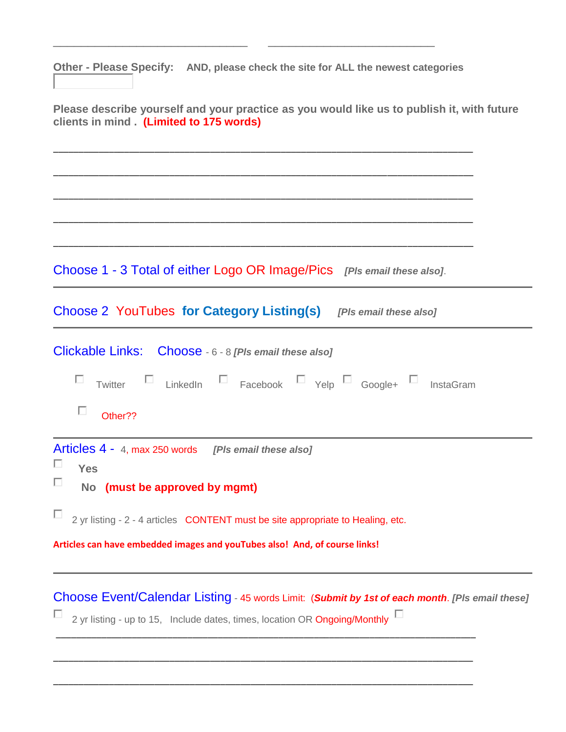_______________________________ _______________________________

**Other - Please Specify:** **AND, please check the site for ALL the newest categories**

☐

**Please describe yourself and your practice as you would like us to publish it, with future clients in mind .** **(Limited to 175 words)**

_______________________________________________________________

_______________________________________________________________

_______________________________________________________________

_______________________________________________________________

_______________________________________________________________

Choose 1 - 3 Total of either Logo OR Image/Pics ***[Pls email these also]***.

---

Choose 2 YouTubes **for Category Listing(s)** ***[Pls email these also]***

---

Clickable Links: Choose - 6 - 8 ***[Pls email these also]***

☐ Twitter ☐ LinkedIn ☐ Facebook ☐ Yelp ☐ Google+ ☐ InstaGram

☐ Other??

---

Articles 4 - 4, max 250 words ***[Pls email these also]***

☐ **Yes**

☐ **No** **(must be approved by mgmt)**

☐ 2 yr listing - 2 - 4 articles CONTENT must be site appropriate to Healing, etc.

**Articles can have embedded images and youTubes also! And, of course links!**

---

Choose Event/Calendar Listing - 45 words Limit: (***Submit by 1st of each month***. ***[Pls email these]***

☐ 2 yr listing - up to 15, Include dates, times, location OR Ongoing/Monthly ☐

_______________________________________________________________

_______________________________________________________________

_______________________________________________________________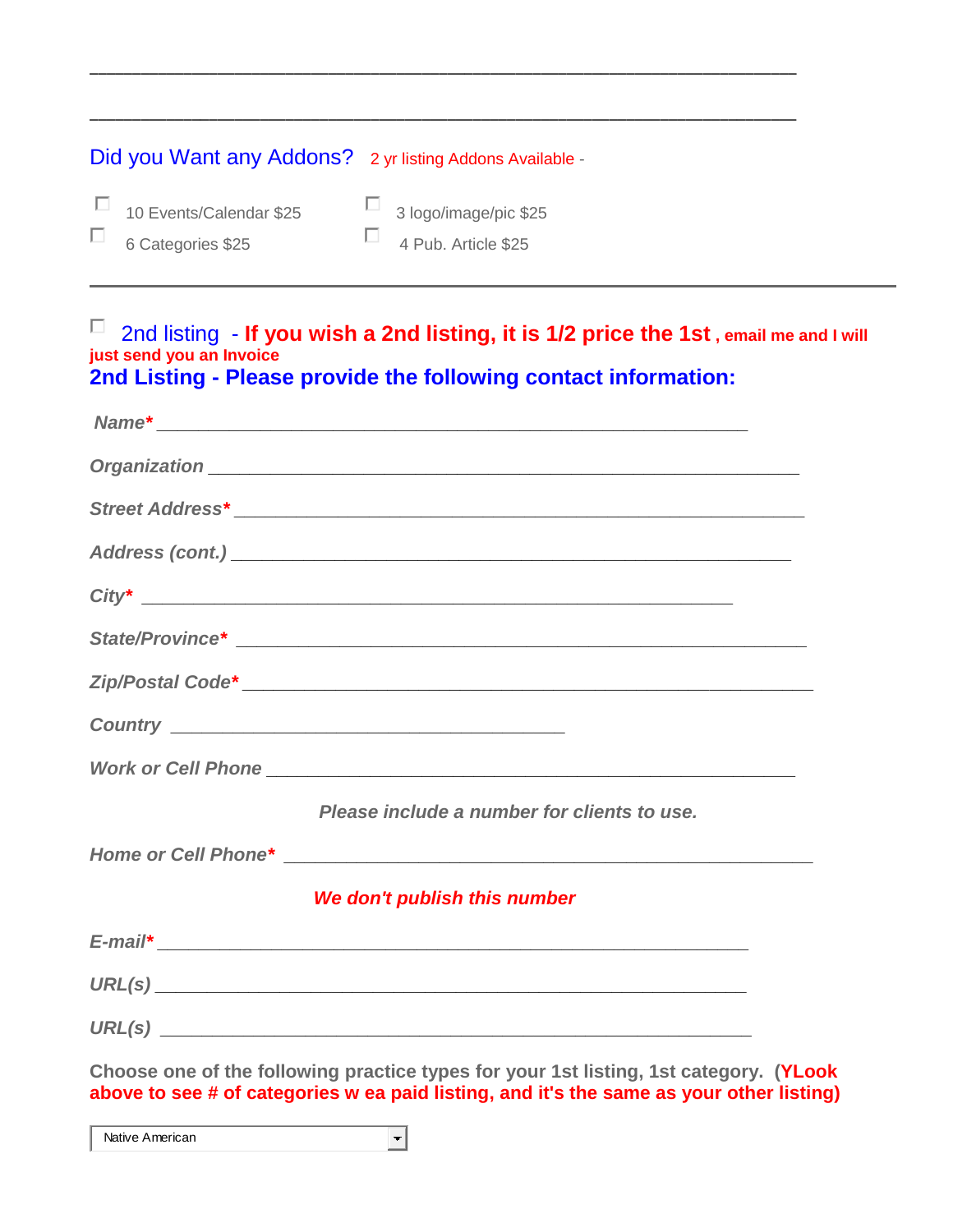\_\_\_\_\_\_\_\_\_\_\_\_\_\_\_\_\_\_\_\_\_\_\_\_\_\_\_\_\_\_\_\_\_\_\_\_\_\_\_\_\_\_\_\_\_\_\_\_\_\_\_\_\_\_\_\_\_\_\_\_\_\_

\_\_\_\_\_\_\_\_\_\_\_\_\_\_\_\_\_\_\_\_\_\_\_\_\_\_\_\_\_\_\_\_\_\_\_\_\_\_\_\_\_\_\_\_\_\_\_\_\_\_\_\_\_\_\_\_\_\_\_\_\_\_

Did you Want any Addons? 2 yr listing Addons Available -

- ☐ 10 Events/Calendar $25
- ☐ 3 logo/image/pic $25
- ☐ 6 Categories $25
- ☐ 4 Pub. Article $25

---

☐ 2nd listing - **If you wish a 2nd listing, it is 1/2 price the 1st , email me and I will just send you an Invoice**

**2nd Listing - Please provide the following contact information:**

***Name**** \_\_\_\_\_\_\_\_\_\_\_\_\_\_\_\_\_\_\_\_\_\_\_\_\_\_\_\_\_\_\_\_\_\_\_\_\_\_\_\_\_\_\_\_\_\_\_\_\_\_\_\_

***Organization*** \_\_\_\_\_\_\_\_\_\_\_\_\_\_\_\_\_\_\_\_\_\_\_\_\_\_\_\_\_\_\_\_\_\_\_\_\_\_\_\_\_\_\_\_\_\_\_\_\_\_\_\_

***Street Address**** \_\_\_\_\_\_\_\_\_\_\_\_\_\_\_\_\_\_\_\_\_\_\_\_\_\_\_\_\_\_\_\_\_\_\_\_\_\_\_\_\_\_\_\_\_\_\_\_\_\_\_\_

***Address (cont.)*** \_\_\_\_\_\_\_\_\_\_\_\_\_\_\_\_\_\_\_\_\_\_\_\_\_\_\_\_\_\_\_\_\_\_\_\_\_\_\_\_\_\_\_\_\_\_\_\_\_\_\_\_

***City**** \_\_\_\_\_\_\_\_\_\_\_\_\_\_\_\_\_\_\_\_\_\_\_\_\_\_\_\_\_\_\_\_\_\_\_\_\_\_\_\_\_\_\_\_\_\_\_\_\_\_\_\_

***State/Province**** \_\_\_\_\_\_\_\_\_\_\_\_\_\_\_\_\_\_\_\_\_\_\_\_\_\_\_\_\_\_\_\_\_\_\_\_\_\_\_\_\_\_\_\_\_\_\_\_\_\_\_\_

***Zip/Postal Code**** \_\_\_\_\_\_\_\_\_\_\_\_\_\_\_\_\_\_\_\_\_\_\_\_\_\_\_\_\_\_\_\_\_\_\_\_\_\_\_\_\_\_\_\_\_\_\_\_\_\_\_\_

***Country*** \_\_\_\_\_\_\_\_\_\_\_\_\_\_\_\_\_\_\_\_\_\_\_\_\_\_\_\_\_\_\_\_\_\_\_\_\_\_

***Work or Cell Phone*** \_\_\_\_\_\_\_\_\_\_\_\_\_\_\_\_\_\_\_\_\_\_\_\_\_\_\_\_\_\_\_\_\_\_\_\_\_\_\_\_\_\_\_\_\_\_\_\_\_\_\_\_

***Please include a number for clients to use.***

***Home or Cell Phone**** \_\_\_\_\_\_\_\_\_\_\_\_\_\_\_\_\_\_\_\_\_\_\_\_\_\_\_\_\_\_\_\_\_\_\_\_\_\_\_\_\_\_\_\_\_\_\_\_\_\_\_\_

***We don't publish this number***

***E-mail**** \_\_\_\_\_\_\_\_\_\_\_\_\_\_\_\_\_\_\_\_\_\_\_\_\_\_\_\_\_\_\_\_\_\_\_\_\_\_\_\_\_\_\_\_\_\_\_\_\_\_\_\_

***URL(s)*** \_\_\_\_\_\_\_\_\_\_\_\_\_\_\_\_\_\_\_\_\_\_\_\_\_\_\_\_\_\_\_\_\_\_\_\_\_\_\_\_\_\_\_\_\_\_\_\_\_\_\_\_

***URL(s)*** \_\_\_\_\_\_\_\_\_\_\_\_\_\_\_\_\_\_\_\_\_\_\_\_\_\_\_\_\_\_\_\_\_\_\_\_\_\_\_\_\_\_\_\_\_\_\_\_\_\_\_\_

**Choose one of the following practice types for your 1st listing, 1st category. (YLook above to see # of categories w ea paid listing, and it's the same as your other listing)**

[Native American ▾]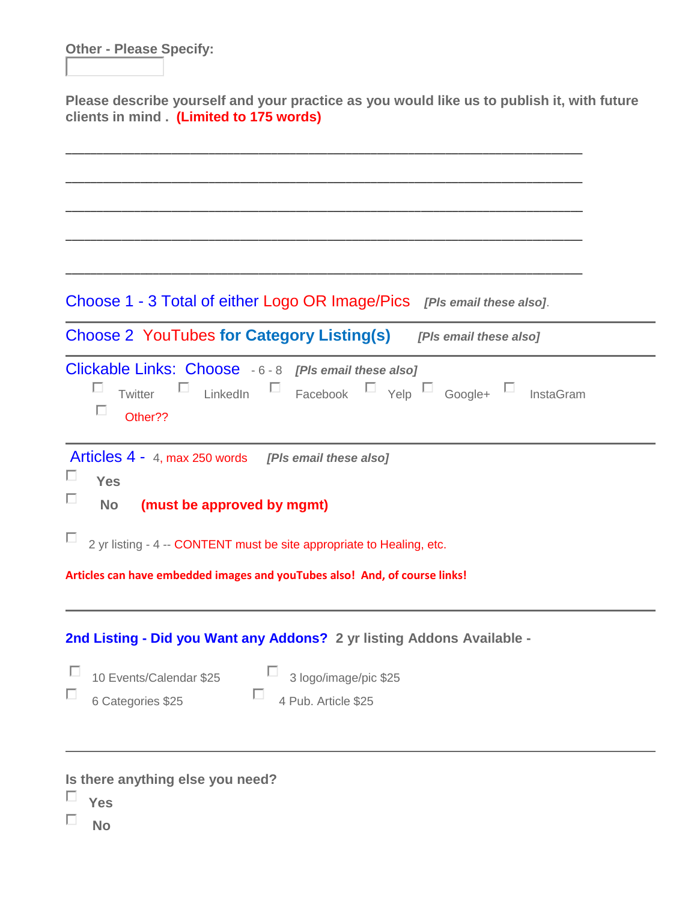**Other - Please Specify:**

\_\_\_\_\_\_\_\_\_\_

**Please describe yourself and your practice as you would like us to publish it, with future clients in mind . (Limited to 175 words)**

\_\_\_\_\_\_\_\_\_\_\_\_\_\_\_\_\_\_\_\_\_\_\_\_\_\_\_\_\_\_\_\_\_\_\_\_\_\_\_\_\_\_\_\_\_\_\_\_\_\_\_\_\_\_\_\_\_\_\_\_\_\_\_\_\_\_\_\_

\_\_\_\_\_\_\_\_\_\_\_\_\_\_\_\_\_\_\_\_\_\_\_\_\_\_\_\_\_\_\_\_\_\_\_\_\_\_\_\_\_\_\_\_\_\_\_\_\_\_\_\_\_\_\_\_\_\_\_\_\_\_\_\_\_\_\_\_

\_\_\_\_\_\_\_\_\_\_\_\_\_\_\_\_\_\_\_\_\_\_\_\_\_\_\_\_\_\_\_\_\_\_\_\_\_\_\_\_\_\_\_\_\_\_\_\_\_\_\_\_\_\_\_\_\_\_\_\_\_\_\_\_\_\_\_\_

\_\_\_\_\_\_\_\_\_\_\_\_\_\_\_\_\_\_\_\_\_\_\_\_\_\_\_\_\_\_\_\_\_\_\_\_\_\_\_\_\_\_\_\_\_\_\_\_\_\_\_\_\_\_\_\_\_\_\_\_\_\_\_\_\_\_\_\_

\_\_\_\_\_\_\_\_\_\_\_\_\_\_\_\_\_\_\_\_\_\_\_\_\_\_\_\_\_\_\_\_\_\_\_\_\_\_\_\_\_\_\_\_\_\_\_\_\_\_\_\_\_\_\_\_\_\_\_\_\_\_\_\_\_\_\_\_

Choose 1 - 3 Total of either Logo OR Image/Pics ***[Pls email these also]***.

---

Choose 2 YouTubes **for Category Listing(s)** ***[Pls email these also]***

---

Clickable Links: Choose - 6 - 8 ***[Pls email these also]***

- ☐ Twitter ☐ LinkedIn ☐ Facebook ☐ Yelp ☐ Google+ ☐ InstaGram
- ☐ Other??

---

Articles 4 - 4, max 250 words ***[Pls email these also]***

- ☐ **Yes**
- ☐ **No** **(must be approved by mgmt)**

☐ 2 yr listing - 4 -- CONTENT must be site appropriate to Healing, etc.

**Articles can have embedded images and youTubes also! And, of course links!**

---

**2nd Listing - Did you Want any Addons? 2 yr listing Addons Available -**

- ☐ 10 Events/Calendar $25 ☐ 3 logo/image/pic $25
- ☐ 6 Categories $25 ☐ 4 Pub. Article $25

---

**Is there anything else you need?**

- ☐ **Yes**
- ☐ **No**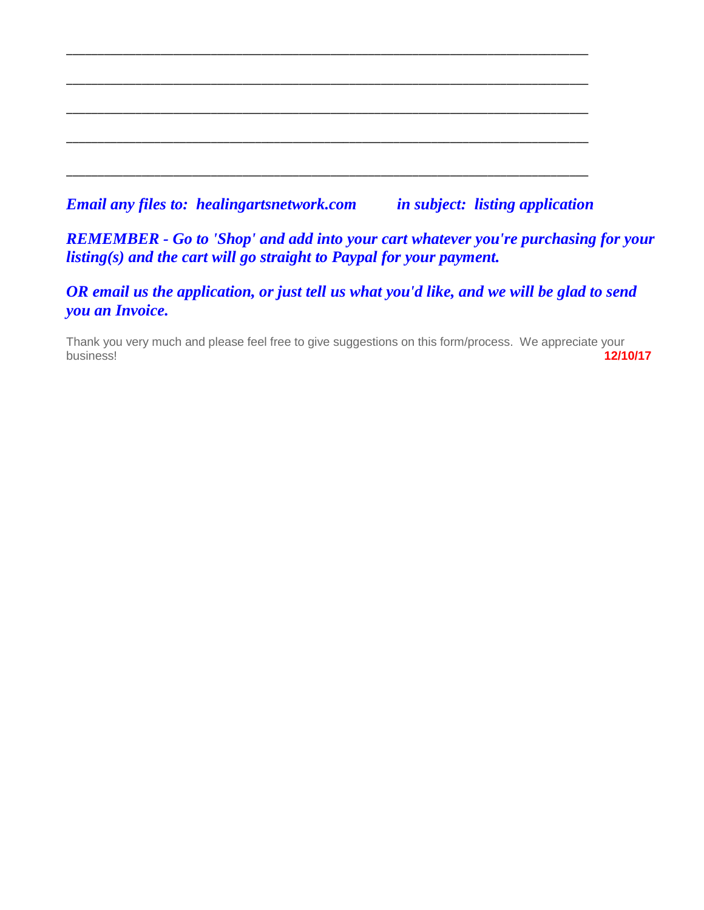\_\_\_\_\_\_\_\_\_\_\_\_\_\_\_\_\_\_\_\_\_\_\_\_\_\_\_\_\_\_\_\_\_\_\_\_\_\_\_\_\_\_\_\_\_\_\_\_\_\_\_\_\_\_\_\_\_\_\_\_\_\_\_\_\_\_

\_\_\_\_\_\_\_\_\_\_\_\_\_\_\_\_\_\_\_\_\_\_\_\_\_\_\_\_\_\_\_\_\_\_\_\_\_\_\_\_\_\_\_\_\_\_\_\_\_\_\_\_\_\_\_\_\_\_\_\_\_\_\_\_\_\_

\_\_\_\_\_\_\_\_\_\_\_\_\_\_\_\_\_\_\_\_\_\_\_\_\_\_\_\_\_\_\_\_\_\_\_\_\_\_\_\_\_\_\_\_\_\_\_\_\_\_\_\_\_\_\_\_\_\_\_\_\_\_\_\_\_\_

\_\_\_\_\_\_\_\_\_\_\_\_\_\_\_\_\_\_\_\_\_\_\_\_\_\_\_\_\_\_\_\_\_\_\_\_\_\_\_\_\_\_\_\_\_\_\_\_\_\_\_\_\_\_\_\_\_\_\_\_\_\_\_\_\_\_

\_\_\_\_\_\_\_\_\_\_\_\_\_\_\_\_\_\_\_\_\_\_\_\_\_\_\_\_\_\_\_\_\_\_\_\_\_\_\_\_\_\_\_\_\_\_\_\_\_\_\_\_\_\_\_\_\_\_\_\_\_\_\_\_\_\_

***Email any files to: healingartsnetwork.com in subject: listing application***

***REMEMBER - Go to 'Shop' and add into your cart whatever you're purchasing for your listing(s) and the cart will go straight to Paypal for your payment.***

***OR email us the application, or just tell us what you'd like, and we will be glad to send you an Invoice.***

Thank you very much and please feel free to give suggestions on this form/process. We appreciate your business! **12/10/17**